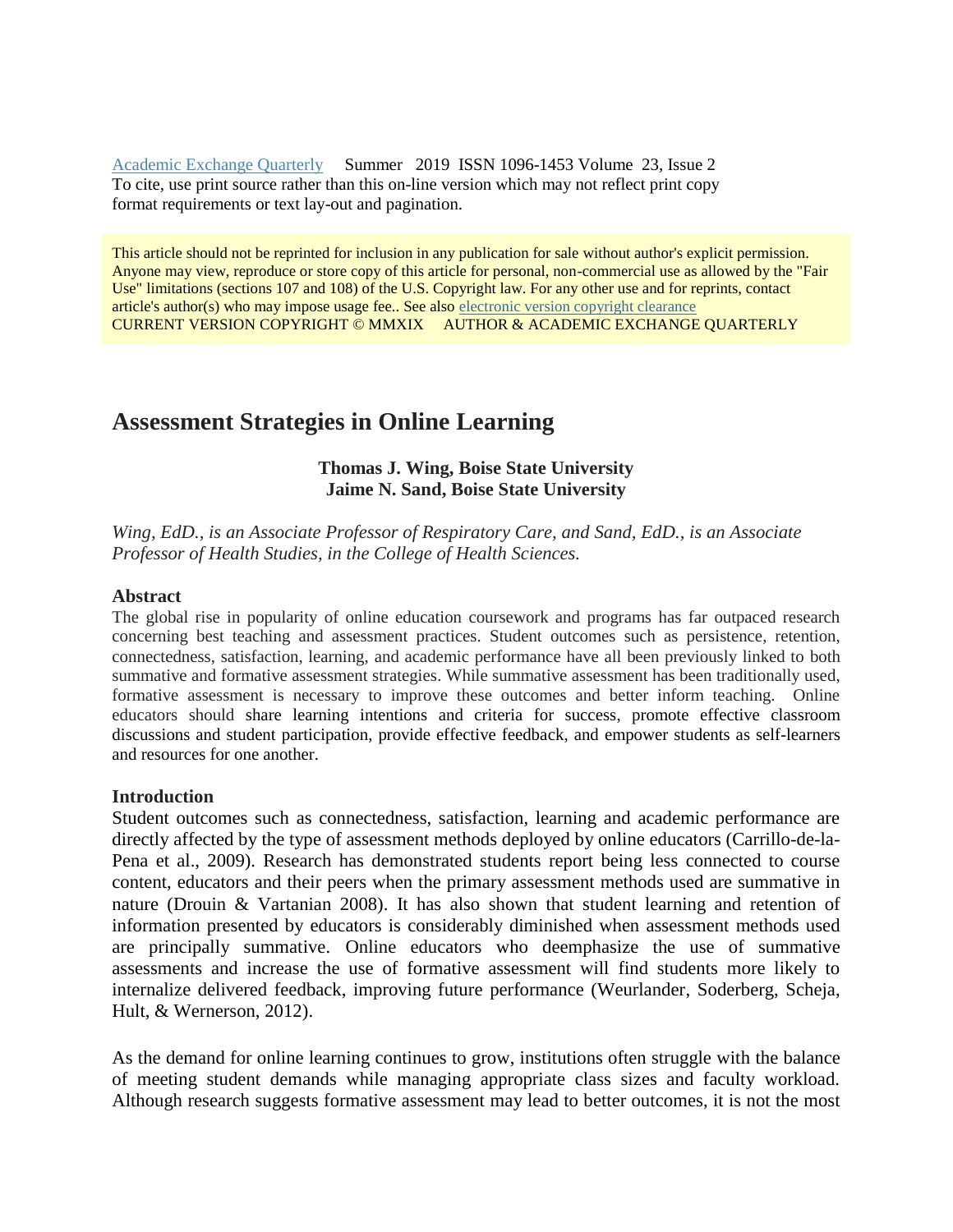Academic Exchange Quarterly Summer 2019 ISSN 1096-1453 Volume 23, Issue 2
To cite, use print source rather than this on-line version which may not reflect print copy format requirements or text lay-out and pagination.

This article should not be reprinted for inclusion in any publication for sale without author's explicit permission. Anyone may view, reproduce or store copy of this article for personal, non-commercial use as allowed by the "Fair Use" limitations (sections 107 and 108) of the U.S. Copyright law. For any other use and for reprints, contact article's author(s) who may impose usage fee.. See also electronic version copyright clearance
CURRENT VERSION COPYRIGHT © MMXIX AUTHOR & ACADEMIC EXCHANGE QUARTERLY

# Assessment Strategies in Online Learning

**Thomas J. Wing, Boise State University**
**Jaime N. Sand, Boise State University**

*Wing, EdD., is an Associate Professor of Respiratory Care, and Sand, EdD., is an Associate Professor of Health Studies, in the College of Health Sciences.*

## Abstract

The global rise in popularity of online education coursework and programs has far outpaced research concerning best teaching and assessment practices. Student outcomes such as persistence, retention, connectedness, satisfaction, learning, and academic performance have all been previously linked to both summative and formative assessment strategies. While summative assessment has been traditionally used, formative assessment is necessary to improve these outcomes and better inform teaching. Online educators should share learning intentions and criteria for success, promote effective classroom discussions and student participation, provide effective feedback, and empower students as self-learners and resources for one another.

## Introduction

Student outcomes such as connectedness, satisfaction, learning and academic performance are directly affected by the type of assessment methods deployed by online educators (Carrillo-de-la-Pena et al., 2009). Research has demonstrated students report being less connected to course content, educators and their peers when the primary assessment methods used are summative in nature (Drouin & Vartanian 2008). It has also shown that student learning and retention of information presented by educators is considerably diminished when assessment methods used are principally summative. Online educators who deemphasize the use of summative assessments and increase the use of formative assessment will find students more likely to internalize delivered feedback, improving future performance (Weurlander, Soderberg, Scheja, Hult, & Wernerson, 2012).

As the demand for online learning continues to grow, institutions often struggle with the balance of meeting student demands while managing appropriate class sizes and faculty workload. Although research suggests formative assessment may lead to better outcomes, it is not the most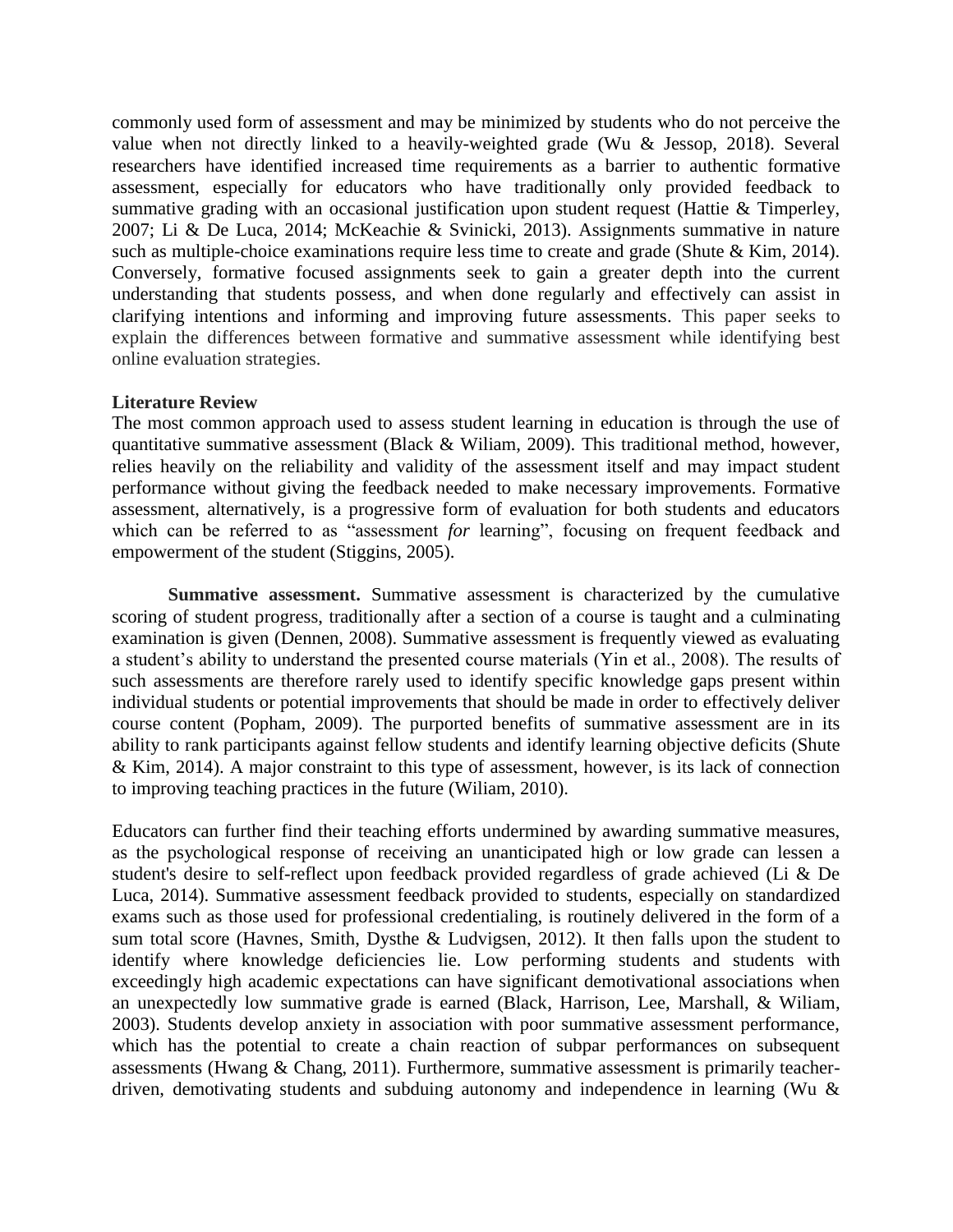commonly used form of assessment and may be minimized by students who do not perceive the value when not directly linked to a heavily-weighted grade (Wu & Jessop, 2018). Several researchers have identified increased time requirements as a barrier to authentic formative assessment, especially for educators who have traditionally only provided feedback to summative grading with an occasional justification upon student request (Hattie & Timperley, 2007; Li & De Luca, 2014; McKeachie & Svinicki, 2013). Assignments summative in nature such as multiple-choice examinations require less time to create and grade (Shute & Kim, 2014). Conversely, formative focused assignments seek to gain a greater depth into the current understanding that students possess, and when done regularly and effectively can assist in clarifying intentions and informing and improving future assessments. This paper seeks to explain the differences between formative and summative assessment while identifying best online evaluation strategies.

**Literature Review**

The most common approach used to assess student learning in education is through the use of quantitative summative assessment (Black & Wiliam, 2009). This traditional method, however, relies heavily on the reliability and validity of the assessment itself and may impact student performance without giving the feedback needed to make necessary improvements. Formative assessment, alternatively, is a progressive form of evaluation for both students and educators which can be referred to as "assessment *for* learning", focusing on frequent feedback and empowerment of the student (Stiggins, 2005).

**Summative assessment.** Summative assessment is characterized by the cumulative scoring of student progress, traditionally after a section of a course is taught and a culminating examination is given (Dennen, 2008). Summative assessment is frequently viewed as evaluating a student's ability to understand the presented course materials (Yin et al., 2008). The results of such assessments are therefore rarely used to identify specific knowledge gaps present within individual students or potential improvements that should be made in order to effectively deliver course content (Popham, 2009). The purported benefits of summative assessment are in its ability to rank participants against fellow students and identify learning objective deficits (Shute & Kim, 2014). A major constraint to this type of assessment, however, is its lack of connection to improving teaching practices in the future (Wiliam, 2010).

Educators can further find their teaching efforts undermined by awarding summative measures, as the psychological response of receiving an unanticipated high or low grade can lessen a student's desire to self-reflect upon feedback provided regardless of grade achieved (Li & De Luca, 2014). Summative assessment feedback provided to students, especially on standardized exams such as those used for professional credentialing, is routinely delivered in the form of a sum total score (Havnes, Smith, Dysthe & Ludvigsen, 2012). It then falls upon the student to identify where knowledge deficiencies lie. Low performing students and students with exceedingly high academic expectations can have significant demotivational associations when an unexpectedly low summative grade is earned (Black, Harrison, Lee, Marshall, & Wiliam, 2003). Students develop anxiety in association with poor summative assessment performance, which has the potential to create a chain reaction of subpar performances on subsequent assessments (Hwang & Chang, 2011). Furthermore, summative assessment is primarily teacher-driven, demotivating students and subduing autonomy and independence in learning (Wu &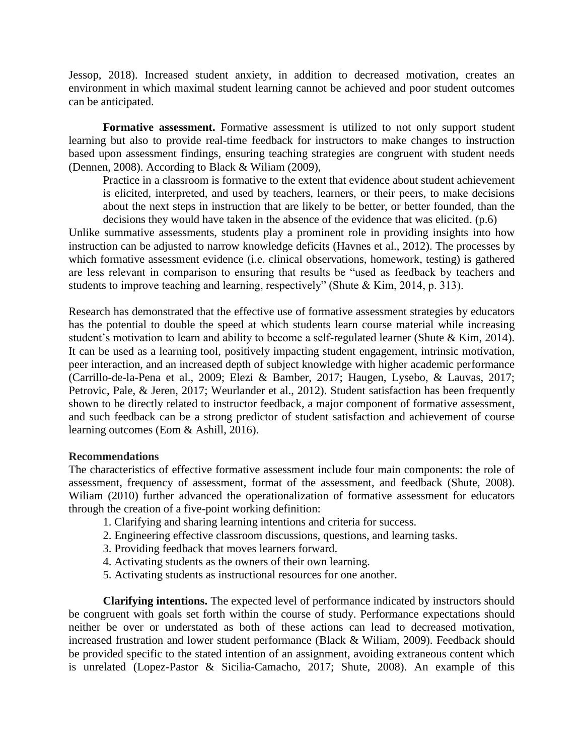Jessop, 2018). Increased student anxiety, in addition to decreased motivation, creates an environment in which maximal student learning cannot be achieved and poor student outcomes can be anticipated.

**Formative assessment.** Formative assessment is utilized to not only support student learning but also to provide real-time feedback for instructors to make changes to instruction based upon assessment findings, ensuring teaching strategies are congruent with student needs (Dennen, 2008). According to Black & Wiliam (2009),

> Practice in a classroom is formative to the extent that evidence about student achievement is elicited, interpreted, and used by teachers, learners, or their peers, to make decisions about the next steps in instruction that are likely to be better, or better founded, than the decisions they would have taken in the absence of the evidence that was elicited. (p.6)

Unlike summative assessments, students play a prominent role in providing insights into how instruction can be adjusted to narrow knowledge deficits (Havnes et al., 2012). The processes by which formative assessment evidence (i.e. clinical observations, homework, testing) is gathered are less relevant in comparison to ensuring that results be "used as feedback by teachers and students to improve teaching and learning, respectively" (Shute & Kim, 2014, p. 313).

Research has demonstrated that the effective use of formative assessment strategies by educators has the potential to double the speed at which students learn course material while increasing student's motivation to learn and ability to become a self-regulated learner (Shute & Kim, 2014). It can be used as a learning tool, positively impacting student engagement, intrinsic motivation, peer interaction, and an increased depth of subject knowledge with higher academic performance (Carrillo-de-la-Pena et al., 2009; Elezi & Bamber, 2017; Haugen, Lysebo, & Lauvas, 2017; Petrovic, Pale, & Jeren, 2017; Weurlander et al., 2012). Student satisfaction has been frequently shown to be directly related to instructor feedback, a major component of formative assessment, and such feedback can be a strong predictor of student satisfaction and achievement of course learning outcomes (Eom & Ashill, 2016).

### Recommendations

The characteristics of effective formative assessment include four main components: the role of assessment, frequency of assessment, format of the assessment, and feedback (Shute, 2008). Wiliam (2010) further advanced the operationalization of formative assessment for educators through the creation of a five-point working definition:

1. Clarifying and sharing learning intentions and criteria for success.
2. Engineering effective classroom discussions, questions, and learning tasks.
3. Providing feedback that moves learners forward.
4. Activating students as the owners of their own learning.
5. Activating students as instructional resources for one another.

**Clarifying intentions.** The expected level of performance indicated by instructors should be congruent with goals set forth within the course of study. Performance expectations should neither be over or understated as both of these actions can lead to decreased motivation, increased frustration and lower student performance (Black & Wiliam, 2009). Feedback should be provided specific to the stated intention of an assignment, avoiding extraneous content which is unrelated (Lopez-Pastor & Sicilia-Camacho, 2017; Shute, 2008). An example of this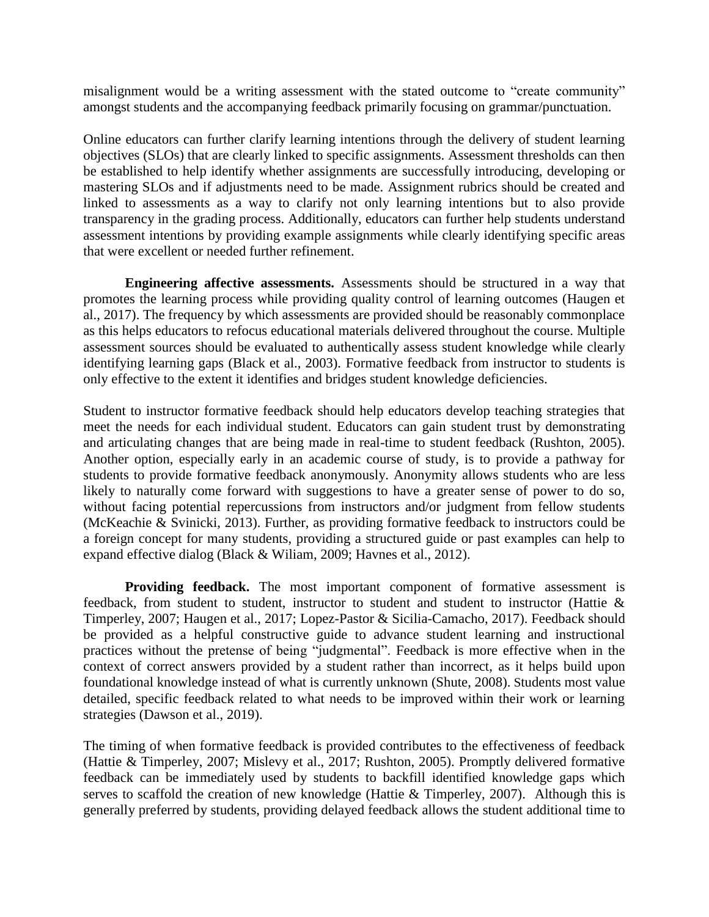misalignment would be a writing assessment with the stated outcome to "create community" amongst students and the accompanying feedback primarily focusing on grammar/punctuation.

Online educators can further clarify learning intentions through the delivery of student learning objectives (SLOs) that are clearly linked to specific assignments. Assessment thresholds can then be established to help identify whether assignments are successfully introducing, developing or mastering SLOs and if adjustments need to be made. Assignment rubrics should be created and linked to assessments as a way to clarify not only learning intentions but to also provide transparency in the grading process. Additionally, educators can further help students understand assessment intentions by providing example assignments while clearly identifying specific areas that were excellent or needed further refinement.

**Engineering affective assessments.** Assessments should be structured in a way that promotes the learning process while providing quality control of learning outcomes (Haugen et al., 2017). The frequency by which assessments are provided should be reasonably commonplace as this helps educators to refocus educational materials delivered throughout the course. Multiple assessment sources should be evaluated to authentically assess student knowledge while clearly identifying learning gaps (Black et al., 2003). Formative feedback from instructor to students is only effective to the extent it identifies and bridges student knowledge deficiencies.

Student to instructor formative feedback should help educators develop teaching strategies that meet the needs for each individual student. Educators can gain student trust by demonstrating and articulating changes that are being made in real-time to student feedback (Rushton, 2005). Another option, especially early in an academic course of study, is to provide a pathway for students to provide formative feedback anonymously. Anonymity allows students who are less likely to naturally come forward with suggestions to have a greater sense of power to do so, without facing potential repercussions from instructors and/or judgment from fellow students (McKeachie & Svinicki, 2013). Further, as providing formative feedback to instructors could be a foreign concept for many students, providing a structured guide or past examples can help to expand effective dialog (Black & Wiliam, 2009; Havnes et al., 2012).

**Providing feedback.** The most important component of formative assessment is feedback, from student to student, instructor to student and student to instructor (Hattie & Timperley, 2007; Haugen et al., 2017; Lopez-Pastor & Sicilia-Camacho, 2017). Feedback should be provided as a helpful constructive guide to advance student learning and instructional practices without the pretense of being "judgmental". Feedback is more effective when in the context of correct answers provided by a student rather than incorrect, as it helps build upon foundational knowledge instead of what is currently unknown (Shute, 2008). Students most value detailed, specific feedback related to what needs to be improved within their work or learning strategies (Dawson et al., 2019).

The timing of when formative feedback is provided contributes to the effectiveness of feedback (Hattie & Timperley, 2007; Mislevy et al., 2017; Rushton, 2005). Promptly delivered formative feedback can be immediately used by students to backfill identified knowledge gaps which serves to scaffold the creation of new knowledge (Hattie & Timperley, 2007). Although this is generally preferred by students, providing delayed feedback allows the student additional time to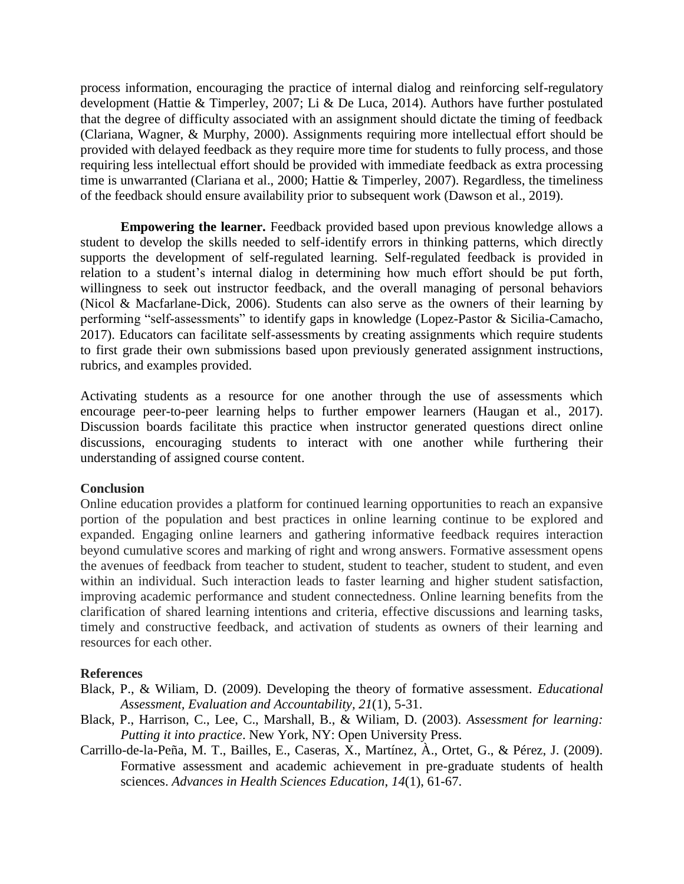process information, encouraging the practice of internal dialog and reinforcing self-regulatory development (Hattie & Timperley, 2007; Li & De Luca, 2014). Authors have further postulated that the degree of difficulty associated with an assignment should dictate the timing of feedback (Clariana, Wagner, & Murphy, 2000). Assignments requiring more intellectual effort should be provided with delayed feedback as they require more time for students to fully process, and those requiring less intellectual effort should be provided with immediate feedback as extra processing time is unwarranted (Clariana et al., 2000; Hattie & Timperley, 2007). Regardless, the timeliness of the feedback should ensure availability prior to subsequent work (Dawson et al., 2019).

**Empowering the learner.** Feedback provided based upon previous knowledge allows a student to develop the skills needed to self-identify errors in thinking patterns, which directly supports the development of self-regulated learning. Self-regulated feedback is provided in relation to a student's internal dialog in determining how much effort should be put forth, willingness to seek out instructor feedback, and the overall managing of personal behaviors (Nicol & Macfarlane-Dick, 2006). Students can also serve as the owners of their learning by performing "self-assessments" to identify gaps in knowledge (Lopez-Pastor & Sicilia-Camacho, 2017). Educators can facilitate self-assessments by creating assignments which require students to first grade their own submissions based upon previously generated assignment instructions, rubrics, and examples provided.

Activating students as a resource for one another through the use of assessments which encourage peer-to-peer learning helps to further empower learners (Haugan et al., 2017). Discussion boards facilitate this practice when instructor generated questions direct online discussions, encouraging students to interact with one another while furthering their understanding of assigned course content.

## Conclusion

Online education provides a platform for continued learning opportunities to reach an expansive portion of the population and best practices in online learning continue to be explored and expanded. Engaging online learners and gathering informative feedback requires interaction beyond cumulative scores and marking of right and wrong answers. Formative assessment opens the avenues of feedback from teacher to student, student to teacher, student to student, and even within an individual. Such interaction leads to faster learning and higher student satisfaction, improving academic performance and student connectedness. Online learning benefits from the clarification of shared learning intentions and criteria, effective discussions and learning tasks, timely and constructive feedback, and activation of students as owners of their learning and resources for each other.

## References

Black, P., & Wiliam, D. (2009). Developing the theory of formative assessment. *Educational Assessment, Evaluation and Accountability*, *21*(1), 5-31.

Black, P., Harrison, C., Lee, C., Marshall, B., & Wiliam, D. (2003). *Assessment for learning: Putting it into practice*. New York, NY: Open University Press.

Carrillo-de-la-Peña, M. T., Bailles, E., Caseras, X., Martínez, À., Ortet, G., & Pérez, J. (2009). Formative assessment and academic achievement in pre-graduate students of health sciences. *Advances in Health Sciences Education*, *14*(1), 61-67.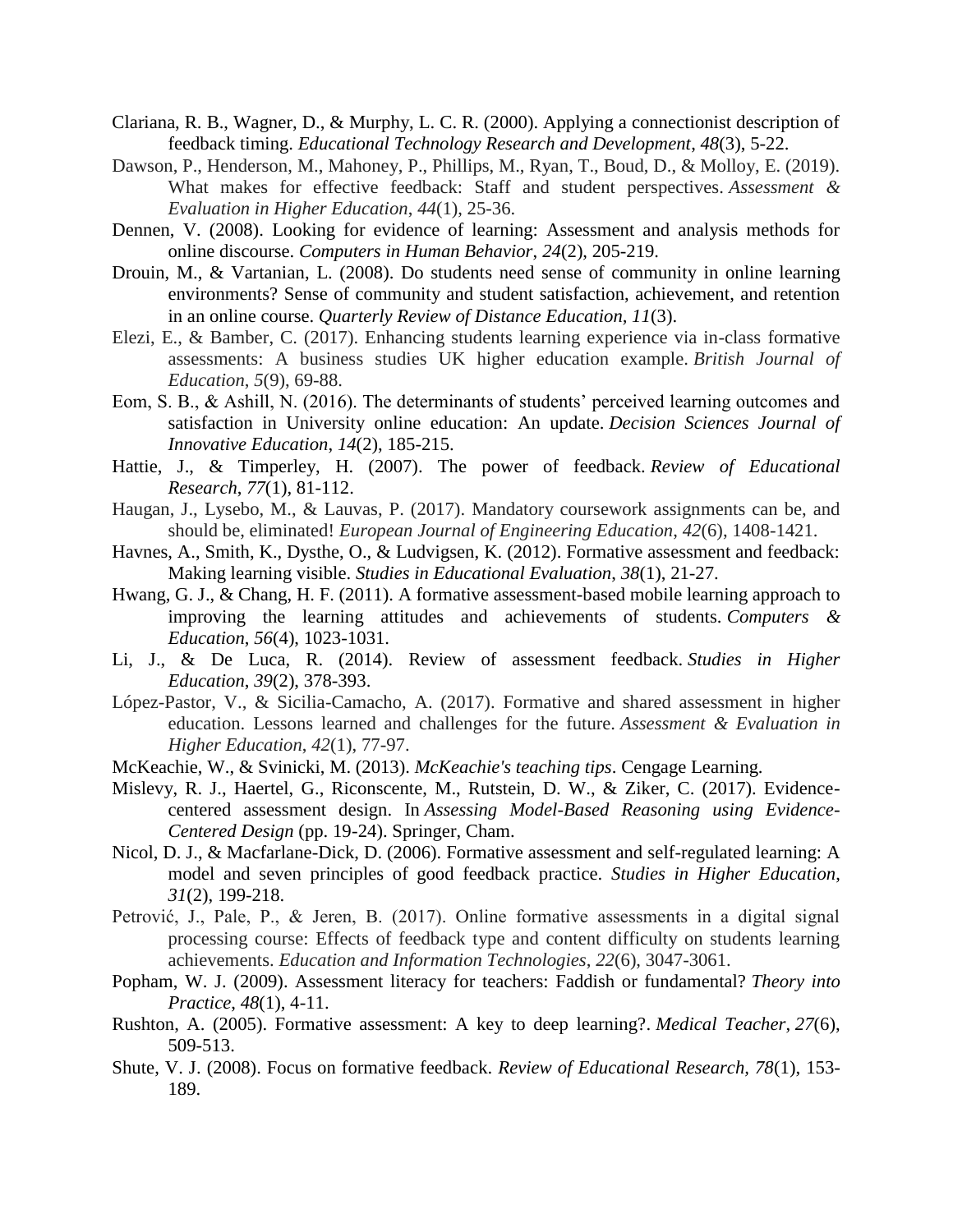Clariana, R. B., Wagner, D., & Murphy, L. C. R. (2000). Applying a connectionist description of feedback timing. *Educational Technology Research and Development*, *48*(3), 5-22.

Dawson, P., Henderson, M., Mahoney, P., Phillips, M., Ryan, T., Boud, D., & Molloy, E. (2019). What makes for effective feedback: Staff and student perspectives. *Assessment & Evaluation in Higher Education*, *44*(1), 25-36.

Dennen, V. (2008). Looking for evidence of learning: Assessment and analysis methods for online discourse. *Computers in Human Behavior*, *24*(2), 205-219.

Drouin, M., & Vartanian, L. (2008). Do students need sense of community in online learning environments? Sense of community and student satisfaction, achievement, and retention in an online course. *Quarterly Review of Distance Education, 11*(3).

Elezi, E., & Bamber, C. (2017). Enhancing students learning experience via in-class formative assessments: A business studies UK higher education example. *British Journal of Education*, *5*(9), 69-88.

Eom, S. B., & Ashill, N. (2016). The determinants of students' perceived learning outcomes and satisfaction in University online education: An update. *Decision Sciences Journal of Innovative Education*, *14*(2), 185-215.

Hattie, J., & Timperley, H. (2007). The power of feedback. *Review of Educational Research*, *77*(1), 81-112.

Haugan, J., Lysebo, M., & Lauvas, P. (2017). Mandatory coursework assignments can be, and should be, eliminated! *European Journal of Engineering Education*, *42*(6), 1408-1421.

Havnes, A., Smith, K., Dysthe, O., & Ludvigsen, K. (2012). Formative assessment and feedback: Making learning visible. *Studies in Educational Evaluation*, *38*(1), 21-27.

Hwang, G. J., & Chang, H. F. (2011). A formative assessment-based mobile learning approach to improving the learning attitudes and achievements of students. *Computers & Education*, *56*(4), 1023-1031.

Li, J., & De Luca, R. (2014). Review of assessment feedback. *Studies in Higher Education*, *39*(2), 378-393.

López-Pastor, V., & Sicilia-Camacho, A. (2017). Formative and shared assessment in higher education. Lessons learned and challenges for the future. *Assessment & Evaluation in Higher Education*, *42*(1), 77-97.

McKeachie, W., & Svinicki, M. (2013). *McKeachie's teaching tips*. Cengage Learning.

Mislevy, R. J., Haertel, G., Riconscente, M., Rutstein, D. W., & Ziker, C. (2017). Evidence-centered assessment design. In *Assessing Model-Based Reasoning using Evidence-Centered Design* (pp. 19-24). Springer, Cham.

Nicol, D. J., & Macfarlane-Dick, D. (2006). Formative assessment and self-regulated learning: A model and seven principles of good feedback practice. *Studies in Higher Education*, *31*(2), 199-218.

Petrović, J., Pale, P., & Jeren, B. (2017). Online formative assessments in a digital signal processing course: Effects of feedback type and content difficulty on students learning achievements. *Education and Information Technologies*, *22*(6), 3047-3061.

Popham, W. J. (2009). Assessment literacy for teachers: Faddish or fundamental? *Theory into Practice*, *48*(1), 4-11.

Rushton, A. (2005). Formative assessment: A key to deep learning?. *Medical Teacher*, *27*(6), 509-513.

Shute, V. J. (2008). Focus on formative feedback. *Review of Educational Research*, *78*(1), 153-189.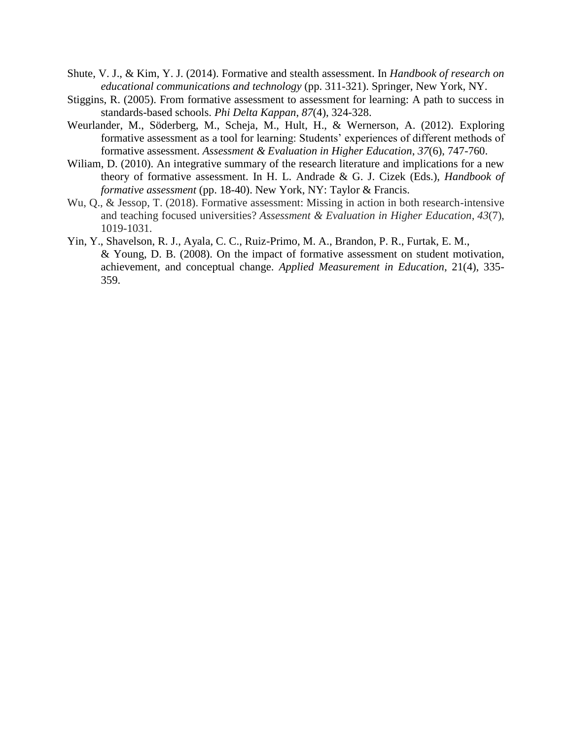Shute, V. J., & Kim, Y. J. (2014). Formative and stealth assessment. In *Handbook of research on educational communications and technology* (pp. 311-321). Springer, New York, NY.

Stiggins, R. (2005). From formative assessment to assessment for learning: A path to success in standards-based schools. *Phi Delta Kappan*, *87*(4), 324-328.

Weurlander, M., Söderberg, M., Scheja, M., Hult, H., & Wernerson, A. (2012). Exploring formative assessment as a tool for learning: Students' experiences of different methods of formative assessment. *Assessment & Evaluation in Higher Education*, *37*(6), 747-760.

Wiliam, D. (2010). An integrative summary of the research literature and implications for a new theory of formative assessment. In H. L. Andrade & G. J. Cizek (Eds.), *Handbook of formative assessment* (pp. 18-40). New York, NY: Taylor & Francis.

Wu, Q., & Jessop, T. (2018). Formative assessment: Missing in action in both research-intensive and teaching focused universities? *Assessment & Evaluation in Higher Education*, *43*(7), 1019-1031.

Yin, Y., Shavelson, R. J., Ayala, C. C., Ruiz-Primo, M. A., Brandon, P. R., Furtak, E. M., & Young, D. B. (2008). On the impact of formative assessment on student motivation, achievement, and conceptual change. *Applied Measurement in Education*, 21(4), 335-359.